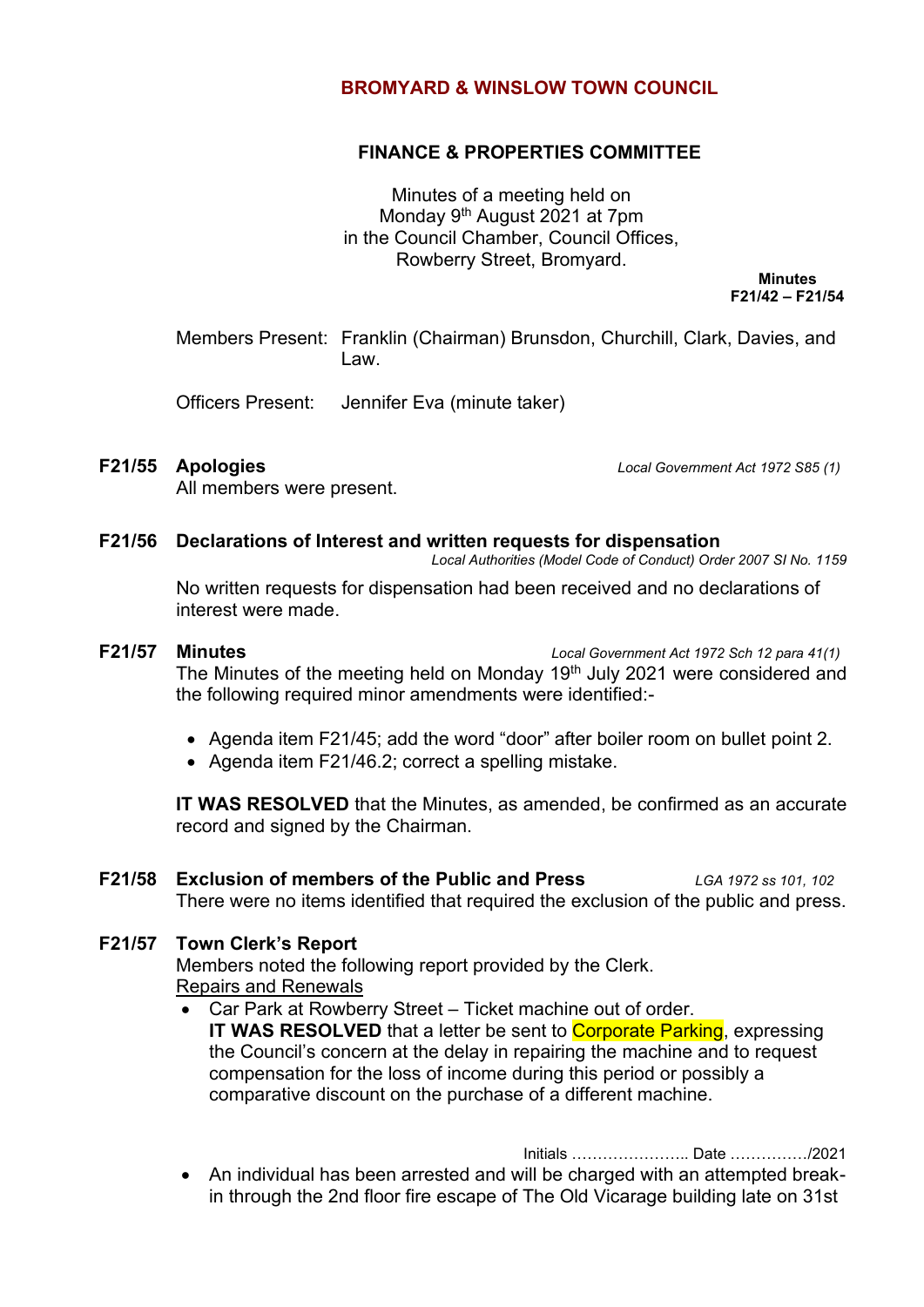# BROMYARD & WINSLOW TOWN COUNCIL

## FINANCE & PROPERTIES COMMITTEE

Minutes of a meeting held on
Monday 9th August 2021 at 7pm
in the Council Chamber, Council Offices,
Rowberry Street, Bromyard.

**Minutes**
**F21/42 – F21/54**

Members Present: Franklin (Chairman) Brunsdon, Churchill, Clark, Davies, and Law.

Officers Present: Jennifer Eva (minute taker)

**F21/55 Apologies** *Local Government Act 1972 S85 (1)*

All members were present.

**F21/56 Declarations of Interest and written requests for dispensation**
*Local Authorities (Model Code of Conduct) Order 2007 SI No. 1159*

No written requests for dispensation had been received and no declarations of interest were made.

**F21/57 Minutes** *Local Government Act 1972 Sch 12 para 41(1)*

The Minutes of the meeting held on Monday 19th July 2021 were considered and the following required minor amendments were identified:-

- Agenda item F21/45; add the word "door" after boiler room on bullet point 2.
- Agenda item F21/46.2; correct a spelling mistake.

**IT WAS RESOLVED** that the Minutes, as amended, be confirmed as an accurate record and signed by the Chairman.

**F21/58 Exclusion of members of the Public and Press** *LGA 1972 ss 101, 102*

There were no items identified that required the exclusion of the public and press.

**F21/57 Town Clerk's Report**

Members noted the following report provided by the Clerk.

<u>Repairs and Renewals</u>

- Car Park at Rowberry Street – Ticket machine out of order.
  **IT WAS RESOLVED** that a letter be sent to Corporate Parking, expressing the Council's concern at the delay in repairing the machine and to request compensation for the loss of income during this period or possibly a comparative discount on the purchase of a different machine.

Initials ………………….. Date ……………/2021

- An individual has been arrested and will be charged with an attempted break-in through the 2nd floor fire escape of The Old Vicarage building late on 31st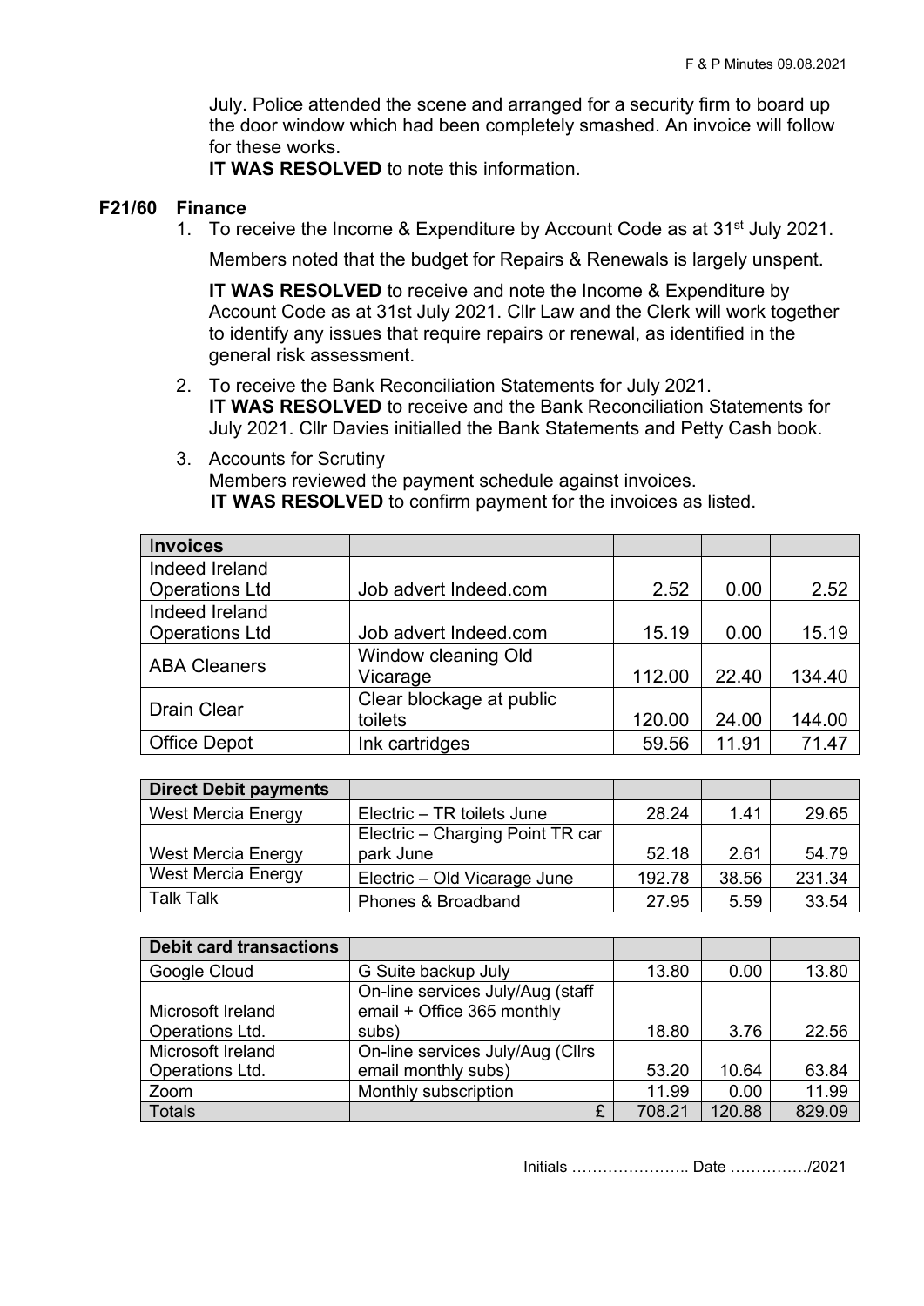July. Police attended the scene and arranged for a security firm to board up the door window which had been completely smashed. An invoice will follow for these works.

**IT WAS RESOLVED** to note this information.

### F21/60 Finance

1. To receive the Income & Expenditure by Account Code as at 31st July 2021.

   Members noted that the budget for Repairs & Renewals is largely unspent.

   **IT WAS RESOLVED** to receive and note the Income & Expenditure by Account Code as at 31st July 2021. Cllr Law and the Clerk will work together to identify any issues that require repairs or renewal, as identified in the general risk assessment.

2. To receive the Bank Reconciliation Statements for July 2021.
   **IT WAS RESOLVED** to receive and the Bank Reconciliation Statements for July 2021. Cllr Davies initialled the Bank Statements and Petty Cash book.

3. Accounts for Scrutiny
   Members reviewed the payment schedule against invoices.
   **IT WAS RESOLVED** to confirm payment for the invoices as listed.

| **Invoices** | | | | |
|---|---|---|---|---|
| Indeed Ireland Operations Ltd | Job advert Indeed.com | 2.52 | 0.00 | 2.52 |
| Indeed Ireland Operations Ltd | Job advert Indeed.com | 15.19 | 0.00 | 15.19 |
| ABA Cleaners | Window cleaning Old Vicarage | 112.00 | 22.40 | 134.40 |
| Drain Clear | Clear blockage at public toilets | 120.00 | 24.00 | 144.00 |
| Office Depot | Ink cartridges | 59.56 | 11.91 | 71.47 |

| **Direct Debit payments** | | | | |
|---|---|---|---|---|
| West Mercia Energy | Electric – TR toilets June | 28.24 | 1.41 | 29.65 |
| West Mercia Energy | Electric – Charging Point TR car park June | 52.18 | 2.61 | 54.79 |
| West Mercia Energy | Electric – Old Vicarage June | 192.78 | 38.56 | 231.34 |
| Talk Talk | Phones & Broadband | 27.95 | 5.59 | 33.54 |

| **Debit card transactions** | | | | |
|---|---|---|---|---|
| Google Cloud | G Suite backup July | 13.80 | 0.00 | 13.80 |
| Microsoft Ireland Operations Ltd. | On-line services July/Aug (staff email + Office 365 monthly subs) | 18.80 | 3.76 | 22.56 |
| Microsoft Ireland Operations Ltd. | On-line services July/Aug (Cllrs email monthly subs) | 53.20 | 10.64 | 63.84 |
| Zoom | Monthly subscription | 11.99 | 0.00 | 11.99 |
| Totals | £ | 708.21 | 120.88 | 829.09 |

Initials ………………….. Date ……………/2021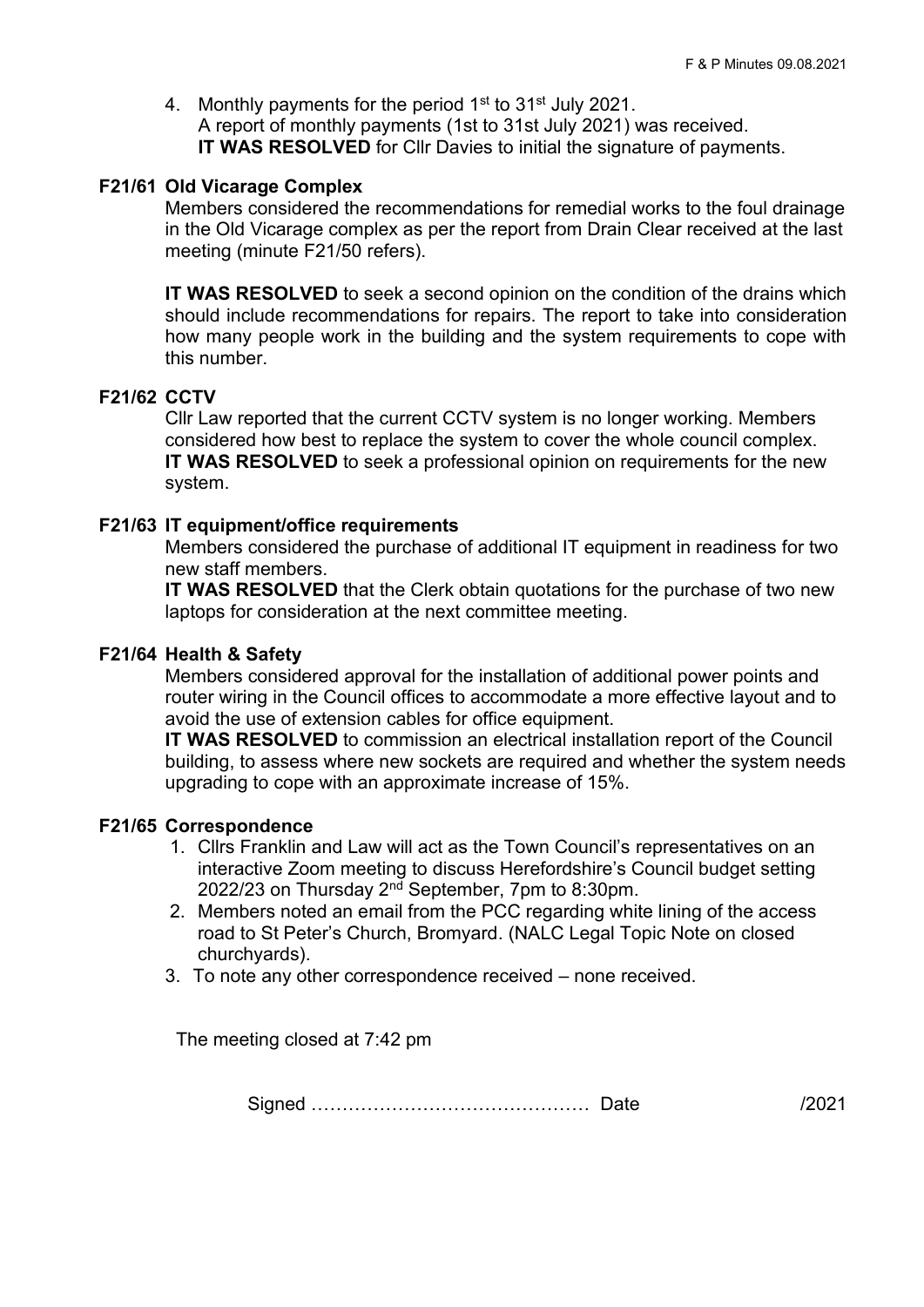4. Monthly payments for the period 1st to 31st July 2021.
   A report of monthly payments (1st to 31st July 2021) was received.
   **IT WAS RESOLVED** for Cllr Davies to initial the signature of payments.

**F21/61 Old Vicarage Complex**

Members considered the recommendations for remedial works to the foul drainage in the Old Vicarage complex as per the report from Drain Clear received at the last meeting (minute F21/50 refers).

**IT WAS RESOLVED** to seek a second opinion on the condition of the drains which should include recommendations for repairs. The report to take into consideration how many people work in the building and the system requirements to cope with this number.

**F21/62 CCTV**

Cllr Law reported that the current CCTV system is no longer working. Members considered how best to replace the system to cover the whole council complex.
**IT WAS RESOLVED** to seek a professional opinion on requirements for the new system.

**F21/63 IT equipment/office requirements**

Members considered the purchase of additional IT equipment in readiness for two new staff members.
**IT WAS RESOLVED** that the Clerk obtain quotations for the purchase of two new laptops for consideration at the next committee meeting.

**F21/64 Health & Safety**

Members considered approval for the installation of additional power points and router wiring in the Council offices to accommodate a more effective layout and to avoid the use of extension cables for office equipment.
**IT WAS RESOLVED** to commission an electrical installation report of the Council building, to assess where new sockets are required and whether the system needs upgrading to cope with an approximate increase of 15%.

**F21/65 Correspondence**

1. Cllrs Franklin and Law will act as the Town Council's representatives on an interactive Zoom meeting to discuss Herefordshire's Council budget setting 2022/23 on Thursday 2nd September, 7pm to 8:30pm.
2. Members noted an email from the PCC regarding white lining of the access road to St Peter's Church, Bromyard. (NALC Legal Topic Note on closed churchyards).
3. To note any other correspondence received – none received.

The meeting closed at 7:42 pm

Signed ……………………………………… Date /2021